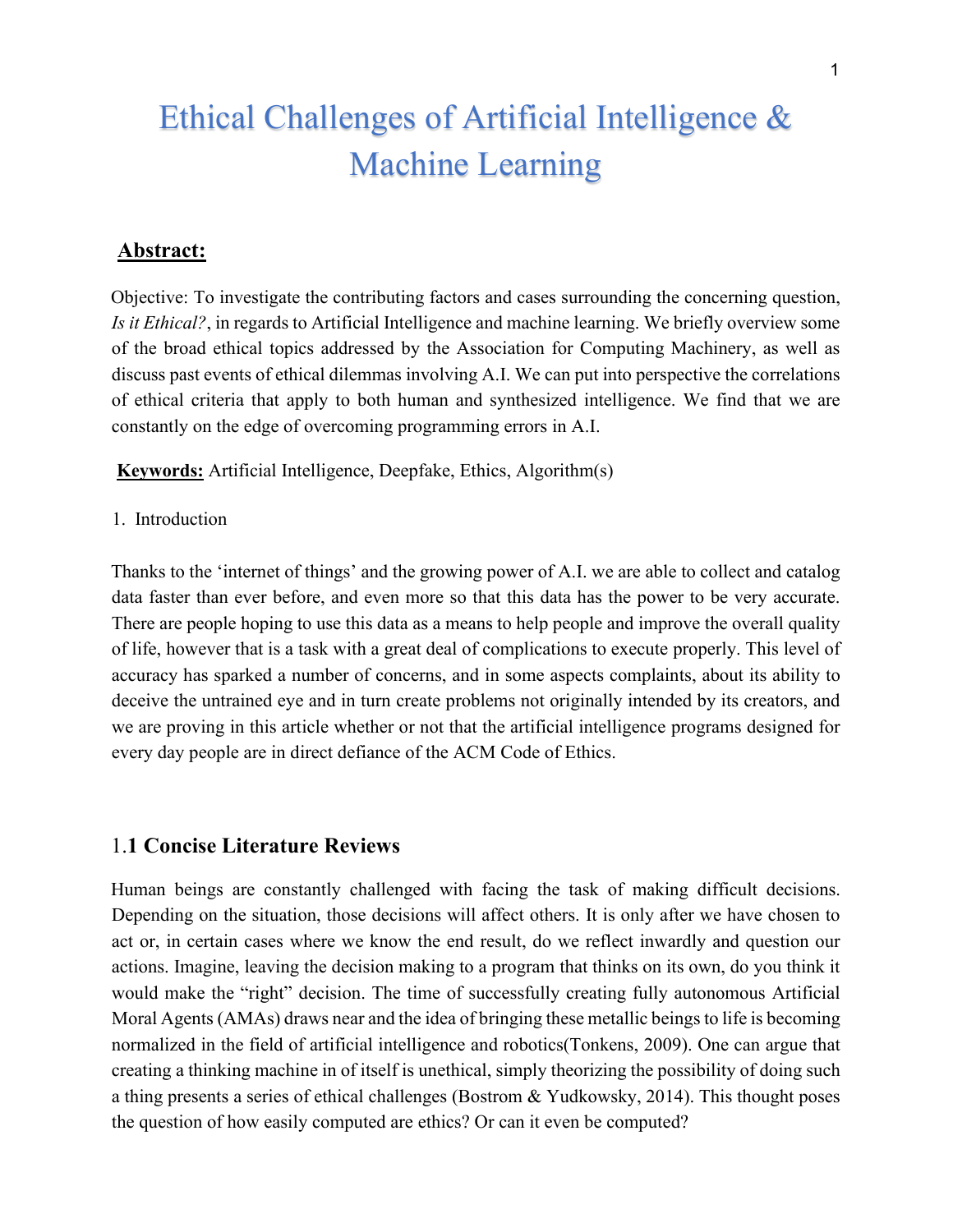# Ethical Challenges of Artificial Intelligence & Machine Learning

## Abstract:

Objective: To investigate the contributing factors and cases surrounding the concerning question, *Is it Ethical?*, in regards to Artificial Intelligence and machine learning. We briefly overview some of the broad ethical topics addressed by the Association for Computing Machinery, as well as discuss past events of ethical dilemmas involving A.I. We can put into perspective the correlations of ethical criteria that apply to both human and synthesized intelligence. We find that we are constantly on the edge of overcoming programming errors in A.I.

**Keywords:** Artificial Intelligence, Deepfake, Ethics, Algorithm(s)

1. Introduction

Thanks to the 'internet of things' and the growing power of A.I. we are able to collect and catalog data faster than ever before, and even more so that this data has the power to be very accurate. There are people hoping to use this data as a means to help people and improve the overall quality of life, however that is a task with a great deal of complications to execute properly. This level of accuracy has sparked a number of concerns, and in some aspects complaints, about its ability to deceive the untrained eye and in turn create problems not originally intended by its creators, and we are proving in this article whether or not that the artificial intelligence programs designed for every day people are in direct defiance of the ACM Code of Ethics.

### 1.1 Concise Literature Reviews

Human beings are constantly challenged with facing the task of making difficult decisions. Depending on the situation, those decisions will affect others. It is only after we have chosen to act or, in certain cases where we know the end result, do we reflect inwardly and question our actions. Imagine, leaving the decision making to a program that thinks on its own, do you think it would make the "right" decision. The time of successfully creating fully autonomous Artificial Moral Agents (AMAs) draws near and the idea of bringing these metallic beings to life is becoming normalized in the field of artificial intelligence and robotics(Tonkens, 2009). One can argue that creating a thinking machine in of itself is unethical, simply theorizing the possibility of doing such a thing presents a series of ethical challenges (Bostrom & Yudkowsky, 2014). This thought poses the question of how easily computed are ethics? Or can it even be computed?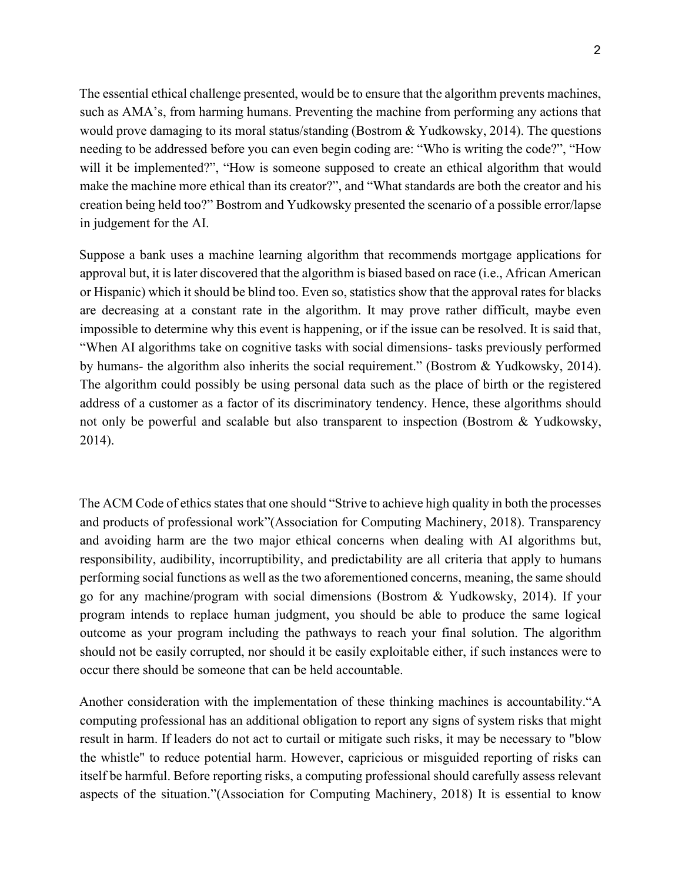The essential ethical challenge presented, would be to ensure that the algorithm prevents machines, such as AMA's, from harming humans. Preventing the machine from performing any actions that would prove damaging to its moral status/standing (Bostrom & Yudkowsky, 2014). The questions needing to be addressed before you can even begin coding are: "Who is writing the code?", "How will it be implemented?", "How is someone supposed to create an ethical algorithm that would make the machine more ethical than its creator?", and "What standards are both the creator and his creation being held too?" Bostrom and Yudkowsky presented the scenario of a possible error/lapse in judgement for the AI.

Suppose a bank uses a machine learning algorithm that recommends mortgage applications for approval but, it is later discovered that the algorithm is biased based on race (i.e., African American or Hispanic) which it should be blind too. Even so, statistics show that the approval rates for blacks are decreasing at a constant rate in the algorithm. It may prove rather difficult, maybe even impossible to determine why this event is happening, or if the issue can be resolved. It is said that, "When AI algorithms take on cognitive tasks with social dimensions- tasks previously performed by humans- the algorithm also inherits the social requirement." (Bostrom & Yudkowsky, 2014). The algorithm could possibly be using personal data such as the place of birth or the registered address of a customer as a factor of its discriminatory tendency. Hence, these algorithms should not only be powerful and scalable but also transparent to inspection (Bostrom & Yudkowsky, 2014).

The ACM Code of ethics states that one should "Strive to achieve high quality in both the processes and products of professional work"(Association for Computing Machinery, 2018). Transparency and avoiding harm are the two major ethical concerns when dealing with AI algorithms but, responsibility, audibility, incorruptibility, and predictability are all criteria that apply to humans performing social functions as well as the two aforementioned concerns, meaning, the same should go for any machine/program with social dimensions (Bostrom & Yudkowsky, 2014). If your program intends to replace human judgment, you should be able to produce the same logical outcome as your program including the pathways to reach your final solution. The algorithm should not be easily corrupted, nor should it be easily exploitable either, if such instances were to occur there should be someone that can be held accountable.

Another consideration with the implementation of these thinking machines is accountability."A computing professional has an additional obligation to report any signs of system risks that might result in harm. If leaders do not act to curtail or mitigate such risks, it may be necessary to "blow the whistle" to reduce potential harm. However, capricious or misguided reporting of risks can itself be harmful. Before reporting risks, a computing professional should carefully assess relevant aspects of the situation."(Association for Computing Machinery, 2018) It is essential to know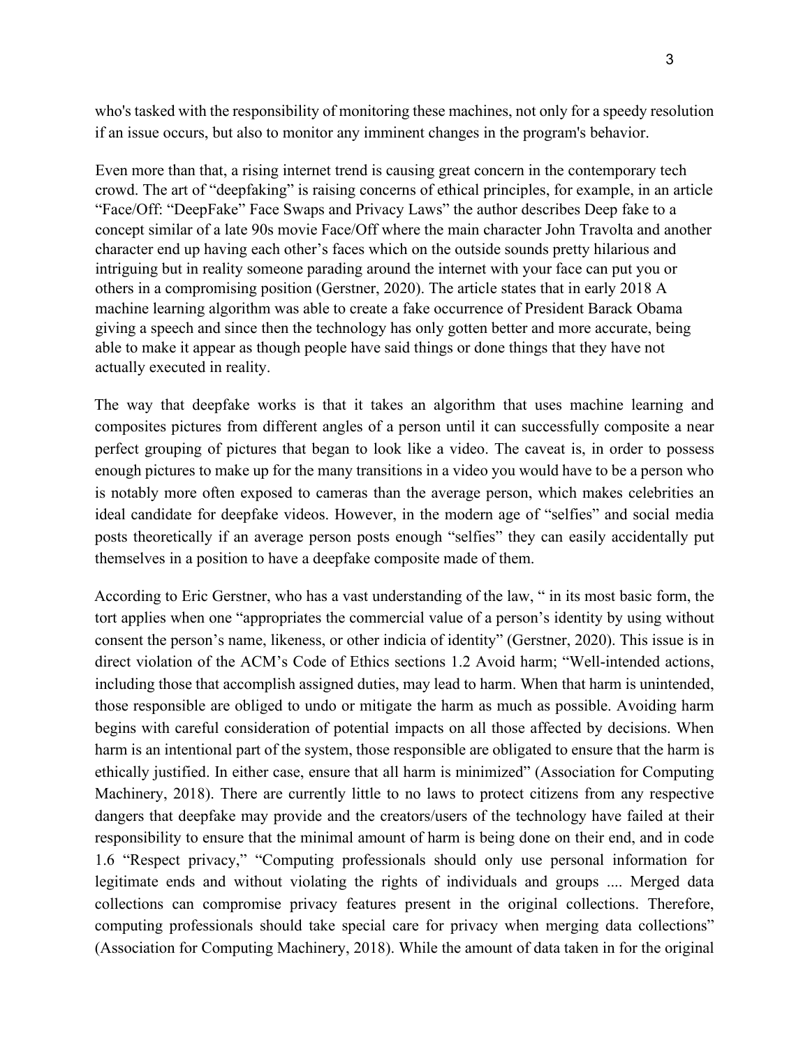who's tasked with the responsibility of monitoring these machines, not only for a speedy resolution if an issue occurs, but also to monitor any imminent changes in the program's behavior.

Even more than that, a rising internet trend is causing great concern in the contemporary tech crowd. The art of "deepfaking" is raising concerns of ethical principles, for example, in an article "Face/Off: "DeepFake" Face Swaps and Privacy Laws" the author describes Deep fake to a concept similar of a late 90s movie Face/Off where the main character John Travolta and another character end up having each other's faces which on the outside sounds pretty hilarious and intriguing but in reality someone parading around the internet with your face can put you or others in a compromising position (Gerstner, 2020). The article states that in early 2018 A machine learning algorithm was able to create a fake occurrence of President Barack Obama giving a speech and since then the technology has only gotten better and more accurate, being able to make it appear as though people have said things or done things that they have not actually executed in reality.

The way that deepfake works is that it takes an algorithm that uses machine learning and composites pictures from different angles of a person until it can successfully composite a near perfect grouping of pictures that began to look like a video. The caveat is, in order to possess enough pictures to make up for the many transitions in a video you would have to be a person who is notably more often exposed to cameras than the average person, which makes celebrities an ideal candidate for deepfake videos. However, in the modern age of "selfies" and social media posts theoretically if an average person posts enough "selfies" they can easily accidentally put themselves in a position to have a deepfake composite made of them.

According to Eric Gerstner, who has a vast understanding of the law, " in its most basic form, the tort applies when one "appropriates the commercial value of a person's identity by using without consent the person's name, likeness, or other indicia of identity" (Gerstner, 2020). This issue is in direct violation of the ACM's Code of Ethics sections 1.2 Avoid harm; "Well-intended actions, including those that accomplish assigned duties, may lead to harm. When that harm is unintended, those responsible are obliged to undo or mitigate the harm as much as possible. Avoiding harm begins with careful consideration of potential impacts on all those affected by decisions. When harm is an intentional part of the system, those responsible are obligated to ensure that the harm is ethically justified. In either case, ensure that all harm is minimized" (Association for Computing Machinery, 2018). There are currently little to no laws to protect citizens from any respective dangers that deepfake may provide and the creators/users of the technology have failed at their responsibility to ensure that the minimal amount of harm is being done on their end, and in code 1.6 "Respect privacy," "Computing professionals should only use personal information for legitimate ends and without violating the rights of individuals and groups .... Merged data collections can compromise privacy features present in the original collections. Therefore, computing professionals should take special care for privacy when merging data collections" (Association for Computing Machinery, 2018). While the amount of data taken in for the original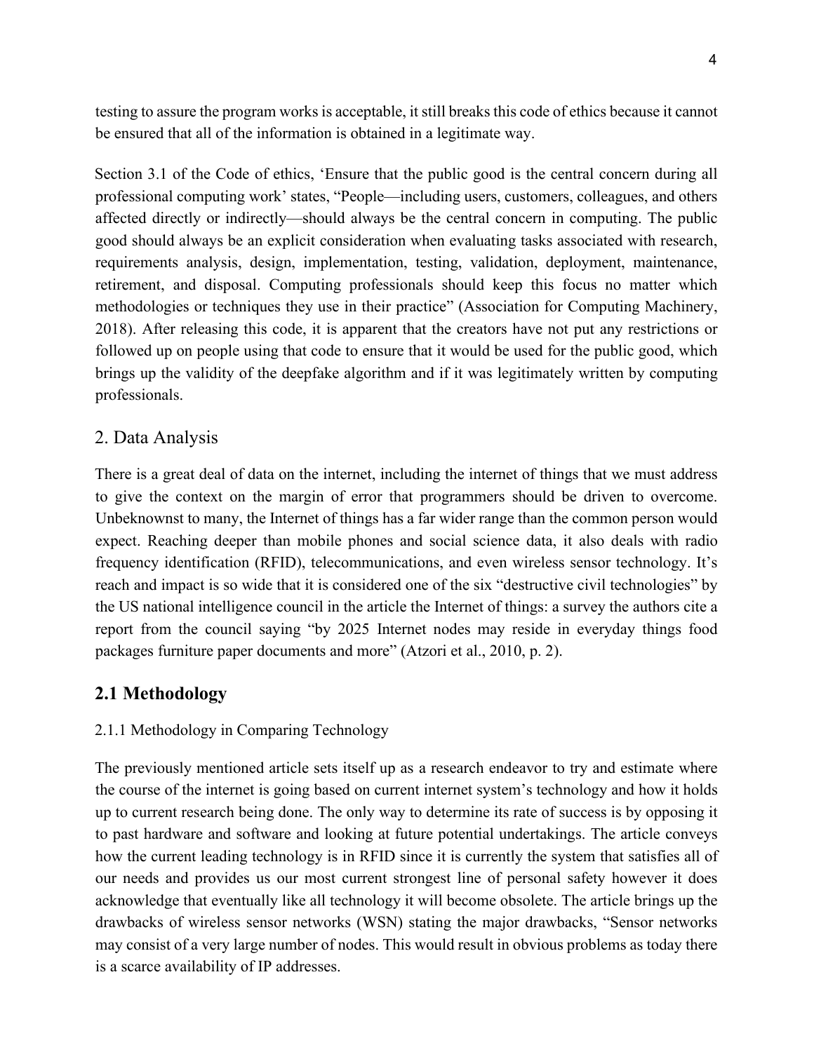testing to assure the program works is acceptable, it still breaks this code of ethics because it cannot be ensured that all of the information is obtained in a legitimate way.

Section 3.1 of the Code of ethics, 'Ensure that the public good is the central concern during all professional computing work' states, "People—including users, customers, colleagues, and others affected directly or indirectly—should always be the central concern in computing. The public good should always be an explicit consideration when evaluating tasks associated with research, requirements analysis, design, implementation, testing, validation, deployment, maintenance, retirement, and disposal. Computing professionals should keep this focus no matter which methodologies or techniques they use in their practice" (Association for Computing Machinery, 2018). After releasing this code, it is apparent that the creators have not put any restrictions or followed up on people using that code to ensure that it would be used for the public good, which brings up the validity of the deepfake algorithm and if it was legitimately written by computing professionals.

## 2. Data Analysis

There is a great deal of data on the internet, including the internet of things that we must address to give the context on the margin of error that programmers should be driven to overcome. Unbeknownst to many, the Internet of things has a far wider range than the common person would expect. Reaching deeper than mobile phones and social science data, it also deals with radio frequency identification (RFID), telecommunications, and even wireless sensor technology. It's reach and impact is so wide that it is considered one of the six "destructive civil technologies" by the US national intelligence council in the article the Internet of things: a survey the authors cite a report from the council saying "by 2025 Internet nodes may reside in everyday things food packages furniture paper documents and more" (Atzori et al., 2010, p. 2).

## 2.1 Methodology

### 2.1.1 Methodology in Comparing Technology

The previously mentioned article sets itself up as a research endeavor to try and estimate where the course of the internet is going based on current internet system's technology and how it holds up to current research being done. The only way to determine its rate of success is by opposing it to past hardware and software and looking at future potential undertakings. The article conveys how the current leading technology is in RFID since it is currently the system that satisfies all of our needs and provides us our most current strongest line of personal safety however it does acknowledge that eventually like all technology it will become obsolete. The article brings up the drawbacks of wireless sensor networks (WSN) stating the major drawbacks, "Sensor networks may consist of a very large number of nodes. This would result in obvious problems as today there is a scarce availability of IP addresses.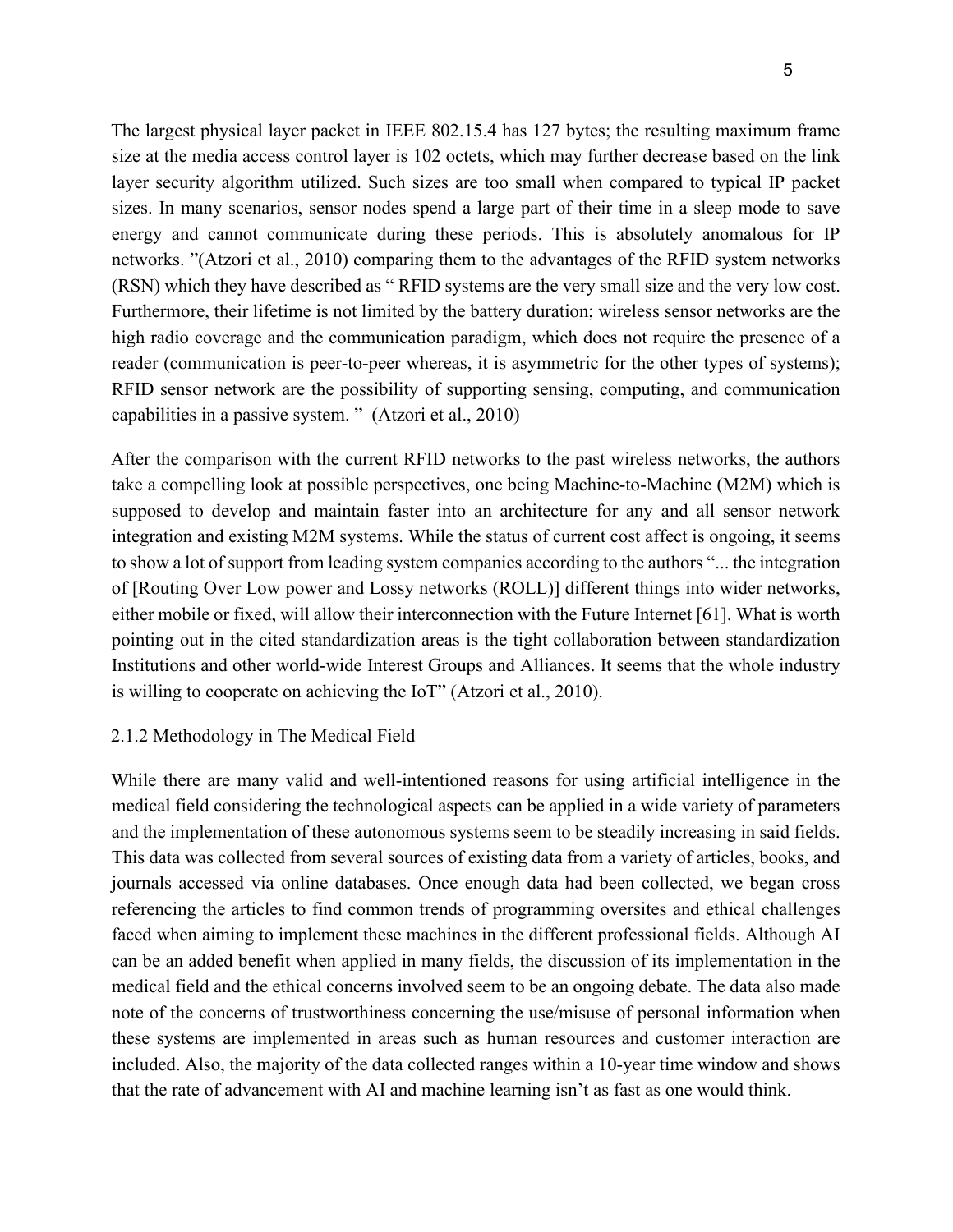The largest physical layer packet in IEEE 802.15.4 has 127 bytes; the resulting maximum frame size at the media access control layer is 102 octets, which may further decrease based on the link layer security algorithm utilized. Such sizes are too small when compared to typical IP packet sizes. In many scenarios, sensor nodes spend a large part of their time in a sleep mode to save energy and cannot communicate during these periods. This is absolutely anomalous for IP networks. "(Atzori et al., 2010) comparing them to the advantages of the RFID system networks (RSN) which they have described as " RFID systems are the very small size and the very low cost. Furthermore, their lifetime is not limited by the battery duration; wireless sensor networks are the high radio coverage and the communication paradigm, which does not require the presence of a reader (communication is peer-to-peer whereas, it is asymmetric for the other types of systems); RFID sensor network are the possibility of supporting sensing, computing, and communication capabilities in a passive system. " (Atzori et al., 2010)

After the comparison with the current RFID networks to the past wireless networks, the authors take a compelling look at possible perspectives, one being Machine-to-Machine (M2M) which is supposed to develop and maintain faster into an architecture for any and all sensor network integration and existing M2M systems. While the status of current cost affect is ongoing, it seems to show a lot of support from leading system companies according to the authors "... the integration of [Routing Over Low power and Lossy networks (ROLL)] different things into wider networks, either mobile or fixed, will allow their interconnection with the Future Internet [61]. What is worth pointing out in the cited standardization areas is the tight collaboration between standardization Institutions and other world-wide Interest Groups and Alliances. It seems that the whole industry is willing to cooperate on achieving the IoT" (Atzori et al., 2010).

### 2.1.2 Methodology in The Medical Field

While there are many valid and well-intentioned reasons for using artificial intelligence in the medical field considering the technological aspects can be applied in a wide variety of parameters and the implementation of these autonomous systems seem to be steadily increasing in said fields. This data was collected from several sources of existing data from a variety of articles, books, and journals accessed via online databases. Once enough data had been collected, we began cross referencing the articles to find common trends of programming oversites and ethical challenges faced when aiming to implement these machines in the different professional fields. Although AI can be an added benefit when applied in many fields, the discussion of its implementation in the medical field and the ethical concerns involved seem to be an ongoing debate. The data also made note of the concerns of trustworthiness concerning the use/misuse of personal information when these systems are implemented in areas such as human resources and customer interaction are included. Also, the majority of the data collected ranges within a 10-year time window and shows that the rate of advancement with AI and machine learning isn't as fast as one would think.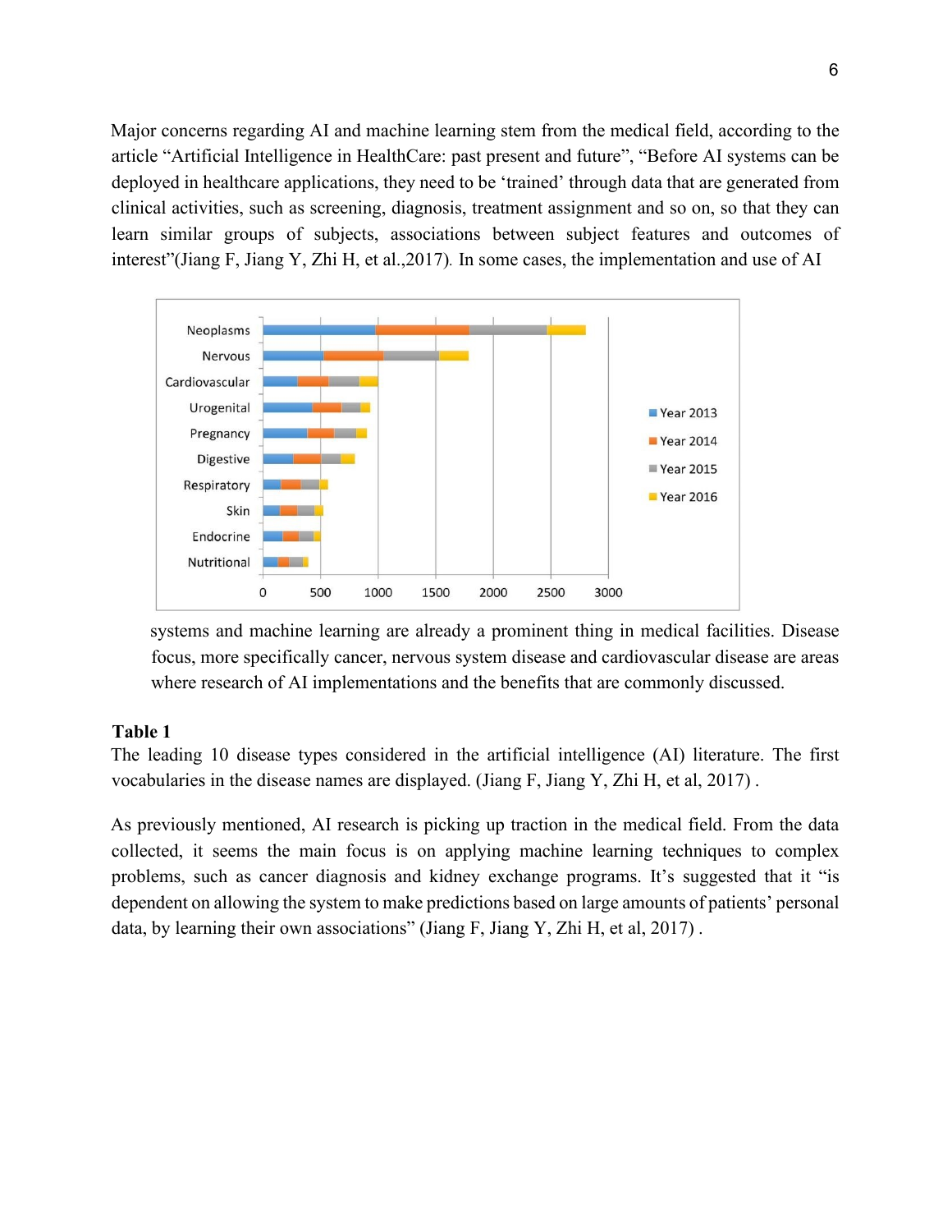Major concerns regarding AI and machine learning stem from the medical field, according to the article "Artificial Intelligence in HealthCare: past present and future", "Before AI systems can be deployed in healthcare applications, they need to be 'trained' through data that are generated from clinical activities, such as screening, diagnosis, treatment assignment and so on, so that they can learn similar groups of subjects, associations between subject features and outcomes of interest"(Jiang F, Jiang Y, Zhi H, et al.,2017). In some cases, the implementation and use of AI systems and machine learning are already a prominent thing in medical facilities. Disease focus, more specifically cancer, nervous system disease and cardiovascular disease are areas where research of AI implementations and the benefits that are commonly discussed.

**Table 1**

The leading 10 disease types considered in the artificial intelligence (AI) literature. The first vocabularies in the disease names are displayed. (Jiang F, Jiang Y, Zhi H, et al, 2017) .

As previously mentioned, AI research is picking up traction in the medical field. From the data collected, it seems the main focus is on applying machine learning techniques to complex problems, such as cancer diagnosis and kidney exchange programs. It's suggested that it "is dependent on allowing the system to make predictions based on large amounts of patients' personal data, by learning their own associations" (Jiang F, Jiang Y, Zhi H, et al, 2017) .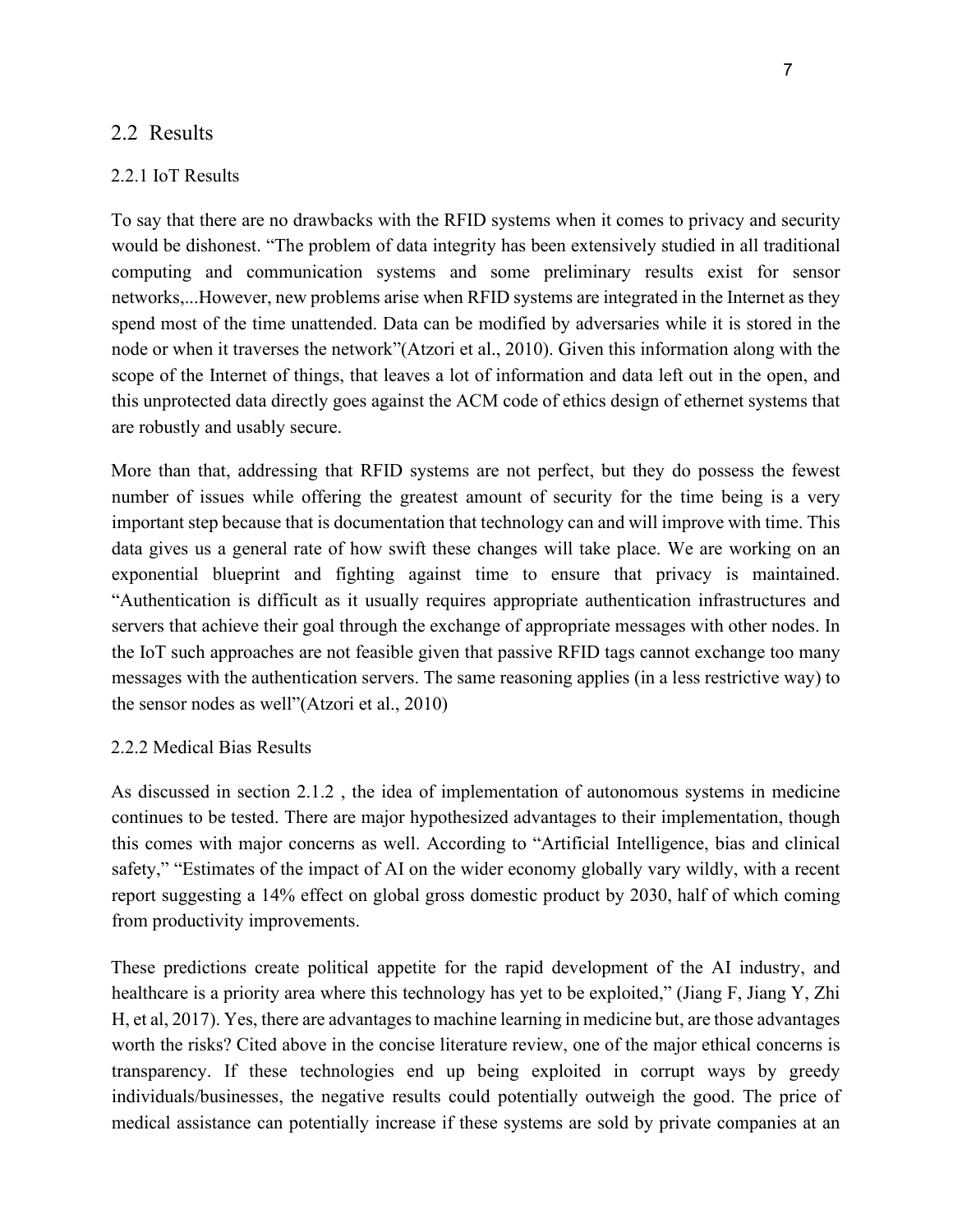## 2.2 Results

### 2.2.1 IoT Results

To say that there are no drawbacks with the RFID systems when it comes to privacy and security would be dishonest. "The problem of data integrity has been extensively studied in all traditional computing and communication systems and some preliminary results exist for sensor networks,...However, new problems arise when RFID systems are integrated in the Internet as they spend most of the time unattended. Data can be modified by adversaries while it is stored in the node or when it traverses the network"(Atzori et al., 2010). Given this information along with the scope of the Internet of things, that leaves a lot of information and data left out in the open, and this unprotected data directly goes against the ACM code of ethics design of ethernet systems that are robustly and usably secure.

More than that, addressing that RFID systems are not perfect, but they do possess the fewest number of issues while offering the greatest amount of security for the time being is a very important step because that is documentation that technology can and will improve with time. This data gives us a general rate of how swift these changes will take place. We are working on an exponential blueprint and fighting against time to ensure that privacy is maintained. "Authentication is difficult as it usually requires appropriate authentication infrastructures and servers that achieve their goal through the exchange of appropriate messages with other nodes. In the IoT such approaches are not feasible given that passive RFID tags cannot exchange too many messages with the authentication servers. The same reasoning applies (in a less restrictive way) to the sensor nodes as well"(Atzori et al., 2010)

### 2.2.2 Medical Bias Results

As discussed in section 2.1.2 , the idea of implementation of autonomous systems in medicine continues to be tested. There are major hypothesized advantages to their implementation, though this comes with major concerns as well. According to "Artificial Intelligence, bias and clinical safety," "Estimates of the impact of AI on the wider economy globally vary wildly, with a recent report suggesting a 14% effect on global gross domestic product by 2030, half of which coming from productivity improvements.

These predictions create political appetite for the rapid development of the AI industry, and healthcare is a priority area where this technology has yet to be exploited," (Jiang F, Jiang Y, Zhi H, et al, 2017). Yes, there are advantages to machine learning in medicine but, are those advantages worth the risks? Cited above in the concise literature review, one of the major ethical concerns is transparency. If these technologies end up being exploited in corrupt ways by greedy individuals/businesses, the negative results could potentially outweigh the good. The price of medical assistance can potentially increase if these systems are sold by private companies at an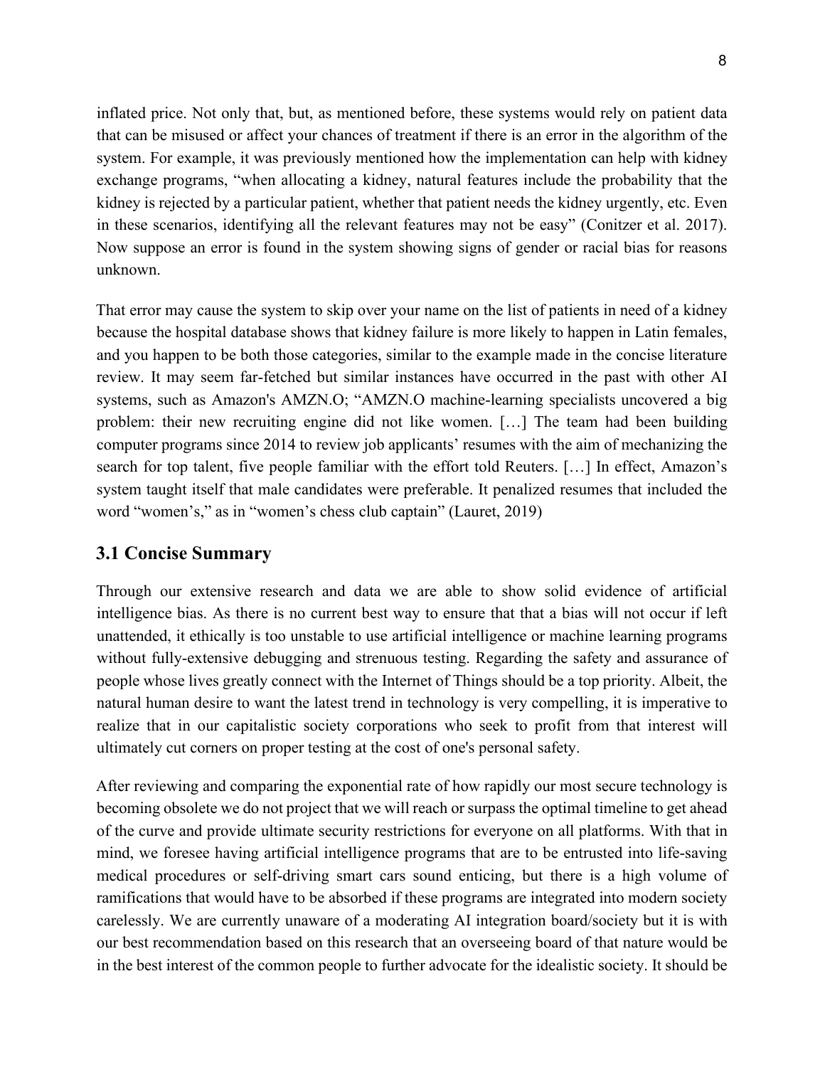inflated price. Not only that, but, as mentioned before, these systems would rely on patient data that can be misused or affect your chances of treatment if there is an error in the algorithm of the system. For example, it was previously mentioned how the implementation can help with kidney exchange programs, "when allocating a kidney, natural features include the probability that the kidney is rejected by a particular patient, whether that patient needs the kidney urgently, etc. Even in these scenarios, identifying all the relevant features may not be easy" (Conitzer et al. 2017). Now suppose an error is found in the system showing signs of gender or racial bias for reasons unknown.

That error may cause the system to skip over your name on the list of patients in need of a kidney because the hospital database shows that kidney failure is more likely to happen in Latin females, and you happen to be both those categories, similar to the example made in the concise literature review. It may seem far-fetched but similar instances have occurred in the past with other AI systems, such as Amazon's AMZN.O; "AMZN.O machine-learning specialists uncovered a big problem: their new recruiting engine did not like women. […] The team had been building computer programs since 2014 to review job applicants' resumes with the aim of mechanizing the search for top talent, five people familiar with the effort told Reuters. […] In effect, Amazon's system taught itself that male candidates were preferable. It penalized resumes that included the word "women's," as in "women's chess club captain" (Lauret, 2019)

## 3.1 Concise Summary

Through our extensive research and data we are able to show solid evidence of artificial intelligence bias. As there is no current best way to ensure that that a bias will not occur if left unattended, it ethically is too unstable to use artificial intelligence or machine learning programs without fully-extensive debugging and strenuous testing. Regarding the safety and assurance of people whose lives greatly connect with the Internet of Things should be a top priority. Albeit, the natural human desire to want the latest trend in technology is very compelling, it is imperative to realize that in our capitalistic society corporations who seek to profit from that interest will ultimately cut corners on proper testing at the cost of one's personal safety.

After reviewing and comparing the exponential rate of how rapidly our most secure technology is becoming obsolete we do not project that we will reach or surpass the optimal timeline to get ahead of the curve and provide ultimate security restrictions for everyone on all platforms. With that in mind, we foresee having artificial intelligence programs that are to be entrusted into life-saving medical procedures or self-driving smart cars sound enticing, but there is a high volume of ramifications that would have to be absorbed if these programs are integrated into modern society carelessly. We are currently unaware of a moderating AI integration board/society but it is with our best recommendation based on this research that an overseeing board of that nature would be in the best interest of the common people to further advocate for the idealistic society. It should be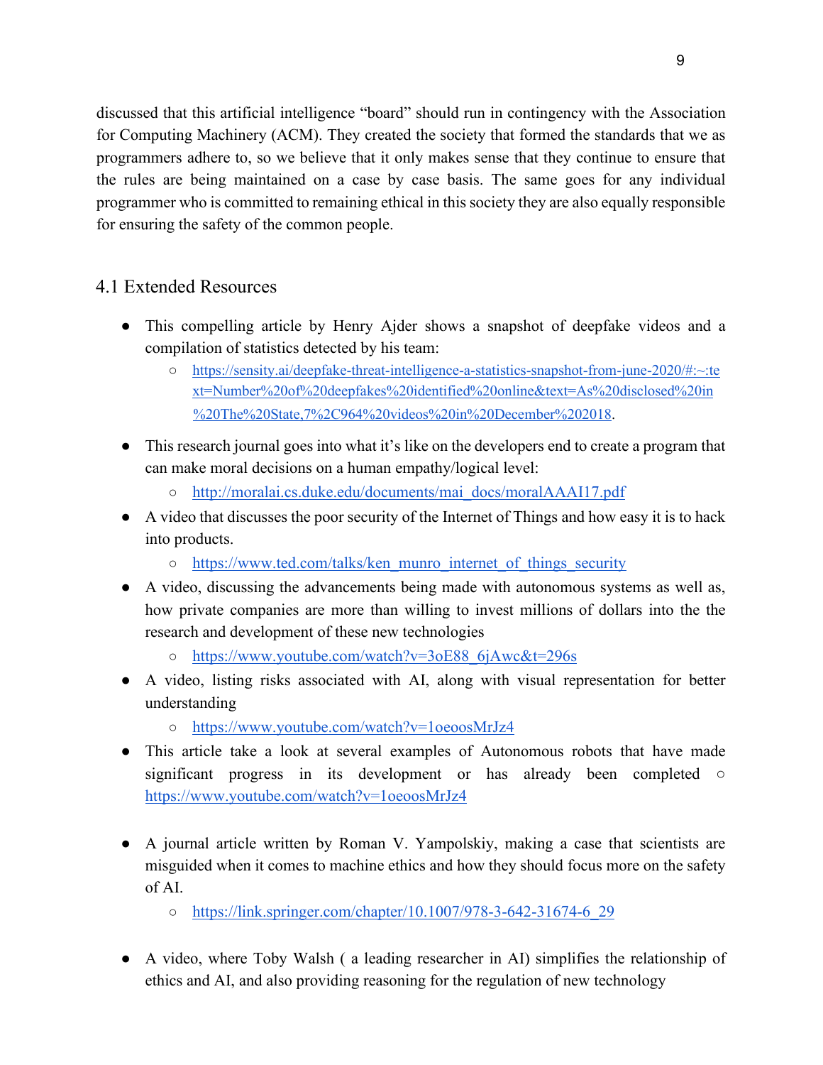discussed that this artificial intelligence "board" should run in contingency with the Association for Computing Machinery (ACM). They created the society that formed the standards that we as programmers adhere to, so we believe that it only makes sense that they continue to ensure that the rules are being maintained on a case by case basis. The same goes for any individual programmer who is committed to remaining ethical in this society they are also equally responsible for ensuring the safety of the common people.

## 4.1 Extended Resources

- This compelling article by Henry Ajder shows a snapshot of deepfake videos and a compilation of statistics detected by his team:
  - https://sensity.ai/deepfake-threat-intelligence-a-statistics-snapshot-from-june-2020/#:~:text=Number%20of%20deepfakes%20identified%20online&text=As%20disclosed%20in%20The%20State,7%2C964%20videos%20in%20December%202018.
- This research journal goes into what it's like on the developers end to create a program that can make moral decisions on a human empathy/logical level:
  - http://moralai.cs.duke.edu/documents/mai_docs/moralAAAI17.pdf
- A video that discusses the poor security of the Internet of Things and how easy it is to hack into products.
  - https://www.ted.com/talks/ken_munro_internet_of_things_security
- A video, discussing the advancements being made with autonomous systems as well as, how private companies are more than willing to invest millions of dollars into the the research and development of these new technologies
  - https://www.youtube.com/watch?v=3oE88_6jAwc&t=296s
- A video, listing risks associated with AI, along with visual representation for better understanding
  - https://www.youtube.com/watch?v=1oeoosMrJz4
- This article take a look at several examples of Autonomous robots that have made significant progress in its development or has already been completed ○ https://www.youtube.com/watch?v=1oeoosMrJz4

- A journal article written by Roman V. Yampolskiy, making a case that scientists are misguided when it comes to machine ethics and how they should focus more on the safety of AI.
  - https://link.springer.com/chapter/10.1007/978-3-642-31674-6_29

- A video, where Toby Walsh ( a leading researcher in AI) simplifies the relationship of ethics and AI, and also providing reasoning for the regulation of new technology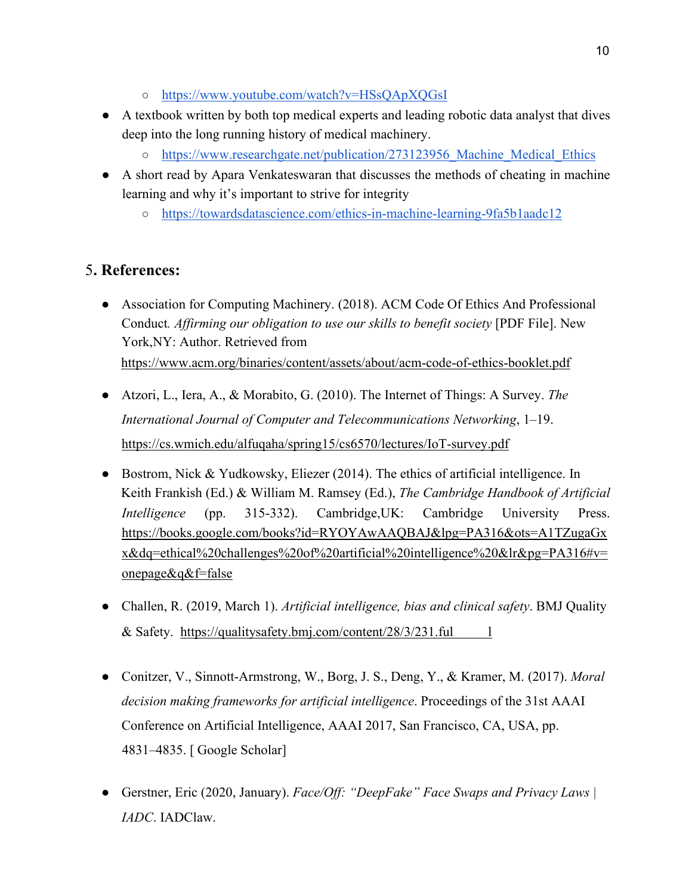- https://www.youtube.com/watch?v=HSsQApXQGsI
- A textbook written by both top medical experts and leading robotic data analyst that dives deep into the long running history of medical machinery.
  - https://www.researchgate.net/publication/273123956_Machine_Medical_Ethics
- A short read by Apara Venkateswaran that discusses the methods of cheating in machine learning and why it's important to strive for integrity
  - https://towardsdatascience.com/ethics-in-machine-learning-9fa5b1aadc12

## 5. References:

- Association for Computing Machinery. (2018). ACM Code Of Ethics And Professional Conduct. *Affirming our obligation to use our skills to benefit society* [PDF File]. New York,NY: Author. Retrieved from https://www.acm.org/binaries/content/assets/about/acm-code-of-ethics-booklet.pdf

- Atzori, L., Iera, A., & Morabito, G. (2010). The Internet of Things: A Survey. *The International Journal of Computer and Telecommunications Networking*, 1–19. https://cs.wmich.edu/alfuqaha/spring15/cs6570/lectures/IoT-survey.pdf

- Bostrom, Nick & Yudkowsky, Eliezer (2014). The ethics of artificial intelligence. In Keith Frankish (Ed.) & William M. Ramsey (Ed.), *The Cambridge Handbook of Artificial Intelligence* (pp. 315-332). Cambridge,UK: Cambridge University Press. https://books.google.com/books?id=RYOYAwAAQBAJ&lpg=PA316&ots=A1TZugaGxx&dq=ethical%20challenges%20of%20artificial%20intelligence%20&lr&pg=PA316#v=onepage&q&f=false

- Challen, R. (2019, March 1). *Artificial intelligence, bias and clinical safety*. BMJ Quality & Safety. https://qualitysafety.bmj.com/content/28/3/231.full

- Conitzer, V., Sinnott-Armstrong, W., Borg, J. S., Deng, Y., & Kramer, M. (2017). *Moral decision making frameworks for artificial intelligence*. Proceedings of the 31st AAAI Conference on Artificial Intelligence, AAAI 2017, San Francisco, CA, USA, pp. 4831–4835. [ Google Scholar]

- Gerstner, Eric (2020, January). *Face/Off: "DeepFake" Face Swaps and Privacy Laws | IADC*. IADClaw.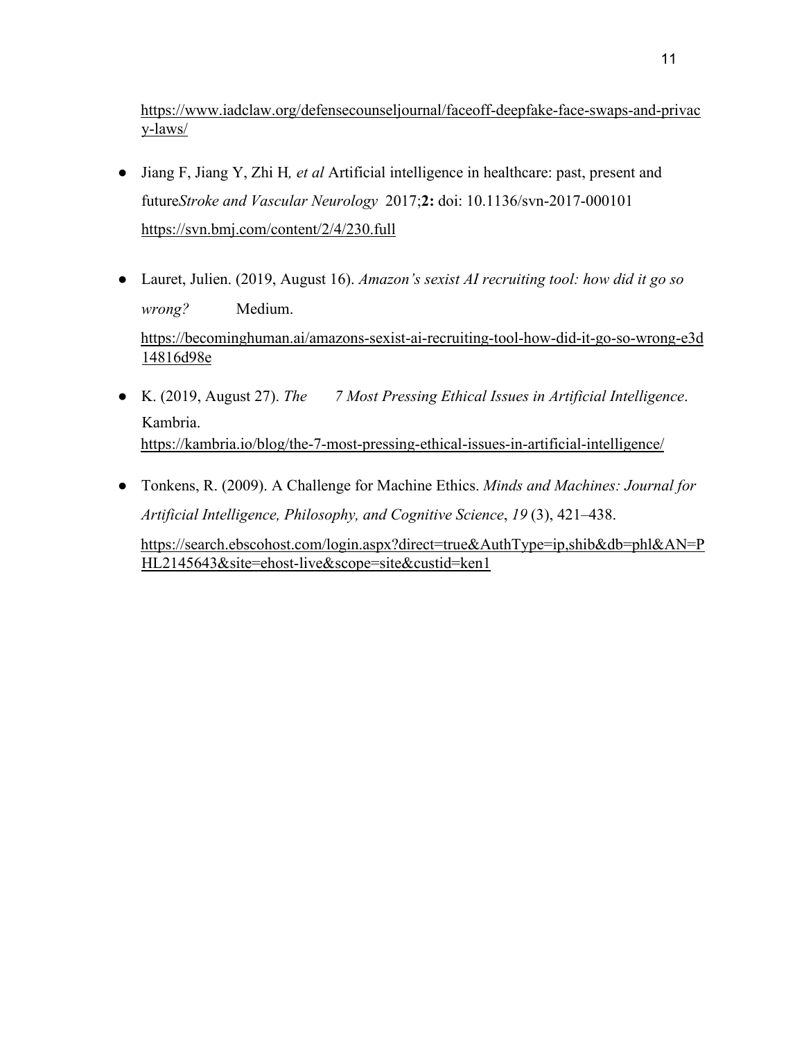https://www.iadclaw.org/defensecounseljournal/faceoff-deepfake-face-swaps-and-privacy-laws/

- Jiang F, Jiang Y, Zhi H*, et al* Artificial intelligence in healthcare: past, present and future*Stroke and Vascular Neurology* 2017;**2:** doi: 10.1136/svn-2017-000101 https://svn.bmj.com/content/2/4/230.full

- Lauret, Julien. (2019, August 16). *Amazon's sexist AI recruiting tool: how did it go so wrong?* Medium. https://becominghuman.ai/amazons-sexist-ai-recruiting-tool-how-did-it-go-so-wrong-e3d14816d98e

- K. (2019, August 27). *The 7 Most Pressing Ethical Issues in Artificial Intelligence*. Kambria. https://kambria.io/blog/the-7-most-pressing-ethical-issues-in-artificial-intelligence/

- Tonkens, R. (2009). A Challenge for Machine Ethics. *Minds and Machines: Journal for Artificial Intelligence, Philosophy, and Cognitive Science*, *19* (3), 421–438. https://search.ebscohost.com/login.aspx?direct=true&AuthType=ip,shib&db=phl&AN=PHL2145643&site=ehost-live&scope=site&custid=ken1